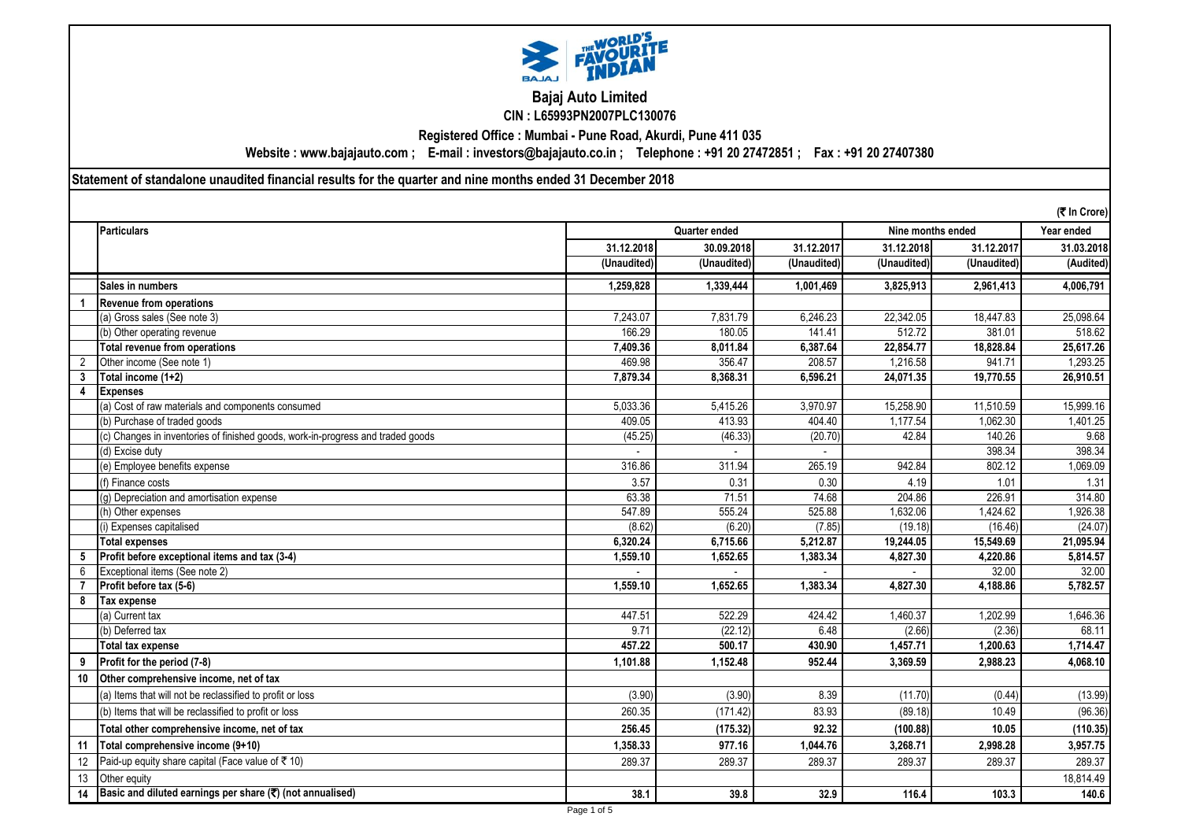# Bajaj Auto Limited

**CIN : L65993PN2007PLC130076**

**Registered Office : Mumbai - Pune Road, Akurdi, Pune 411 035**

**Website : www.bajajauto.com ; E-mail : investors@bajajauto.co.in ; Telephone : +91 20 27472851 ; Fax : +91 20 27407380**

**Statement of standalone unaudited financial results for the quarter and nine months ended 31 December 2018**

(₹ In Crore)

| | Particulars | Quarter ended | | | Nine months ended | | Year ended |
|---|---|---|---|---|---|---|---|
| | | 31.12.2018 | 30.09.2018 | 31.12.2017 | 31.12.2018 | 31.12.2017 | 31.03.2018 |
| | | (Unaudited) | (Unaudited) | (Unaudited) | (Unaudited) | (Unaudited) | (Audited) |
| | **Sales in numbers** | **1,259,828** | **1,339,444** | **1,001,469** | **3,825,913** | **2,961,413** | **4,006,791** |
| **1** | **Revenue from operations** | | | | | | |
| | (a) Gross sales (See note 3) | 7,243.07 | 7,831.79 | 6,246.23 | 22,342.05 | 18,447.83 | 25,098.64 |
| | (b) Other operating revenue | 166.29 | 180.05 | 141.41 | 512.72 | 381.01 | 518.62 |
| | **Total revenue from operations** | **7,409.36** | **8,011.84** | **6,387.64** | **22,854.77** | **18,828.84** | **25,617.26** |
| 2 | Other income (See note 1) | 469.98 | 356.47 | 208.57 | 1,216.58 | 941.71 | 1,293.25 |
| **3** | **Total income (1+2)** | **7,879.34** | **8,368.31** | **6,596.21** | **24,071.35** | **19,770.55** | **26,910.51** |
| **4** | **Expenses** | | | | | | |
| | (a) Cost of raw materials and components consumed | 5,033.36 | 5,415.26 | 3,970.97 | 15,258.90 | 11,510.59 | 15,999.16 |
| | (b) Purchase of traded goods | 409.05 | 413.93 | 404.40 | 1,177.54 | 1,062.30 | 1,401.25 |
| | (c) Changes in inventories of finished goods, work-in-progress and traded goods | (45.25) | (46.33) | (20.70) | 42.84 | 140.26 | 9.68 |
| | (d) Excise duty | - | - | - | | 398.34 | 398.34 |
| | (e) Employee benefits expense | 316.86 | 311.94 | 265.19 | 942.84 | 802.12 | 1,069.09 |
| | (f) Finance costs | 3.57 | 0.31 | 0.30 | 4.19 | 1.01 | 1.31 |
| | (g) Depreciation and amortisation expense | 63.38 | 71.51 | 74.68 | 204.86 | 226.91 | 314.80 |
| | (h) Other expenses | 547.89 | 555.24 | 525.88 | 1,632.06 | 1,424.62 | 1,926.38 |
| | (i) Expenses capitalised | (8.62) | (6.20) | (7.85) | (19.18) | (16.46) | (24.07) |
| | **Total expenses** | **6,320.24** | **6,715.66** | **5,212.87** | **19,244.05** | **15,549.69** | **21,095.94** |
| **5** | **Profit before exceptional items and tax (3-4)** | **1,559.10** | **1,652.65** | **1,383.34** | **4,827.30** | **4,220.86** | **5,814.57** |
| 6 | Exceptional items (See note 2) | - | - | - | - | 32.00 | 32.00 |
| **7** | **Profit before tax (5-6)** | **1,559.10** | **1,652.65** | **1,383.34** | **4,827.30** | **4,188.86** | **5,782.57** |
| **8** | **Tax expense** | | | | | | |
| | (a) Current tax | 447.51 | 522.29 | 424.42 | 1,460.37 | 1,202.99 | 1,646.36 |
| | (b) Deferred tax | 9.71 | (22.12) | 6.48 | (2.66) | (2.36) | 68.11 |
| | **Total tax expense** | **457.22** | **500.17** | **430.90** | **1,457.71** | **1,200.63** | **1,714.47** |
| **9** | **Profit for the period (7-8)** | **1,101.88** | **1,152.48** | **952.44** | **3,369.59** | **2,988.23** | **4,068.10** |
| **10** | **Other comprehensive income, net of tax** | | | | | | |
| | (a) Items that will not be reclassified to profit or loss | (3.90) | (3.90) | 8.39 | (11.70) | (0.44) | (13.99) |
| | (b) Items that will be reclassified to profit or loss | 260.35 | (171.42) | 83.93 | (89.18) | 10.49 | (96.36) |
| | **Total other comprehensive income, net of tax** | **256.45** | **(175.32)** | **92.32** | **(100.88)** | **10.05** | **(110.35)** |
| **11** | **Total comprehensive income (9+10)** | **1,358.33** | **977.16** | **1,044.76** | **3,268.71** | **2,998.28** | **3,957.75** |
| 12 | Paid-up equity share capital (Face value of ₹ 10) | 289.37 | 289.37 | 289.37 | 289.37 | 289.37 | 289.37 |
| 13 | Other equity | | | | | | 18,814.49 |
| **14** | **Basic and diluted earnings per share (₹) (not annualised)** | **38.1** | **39.8** | **32.9** | **116.4** | **103.3** | **140.6** |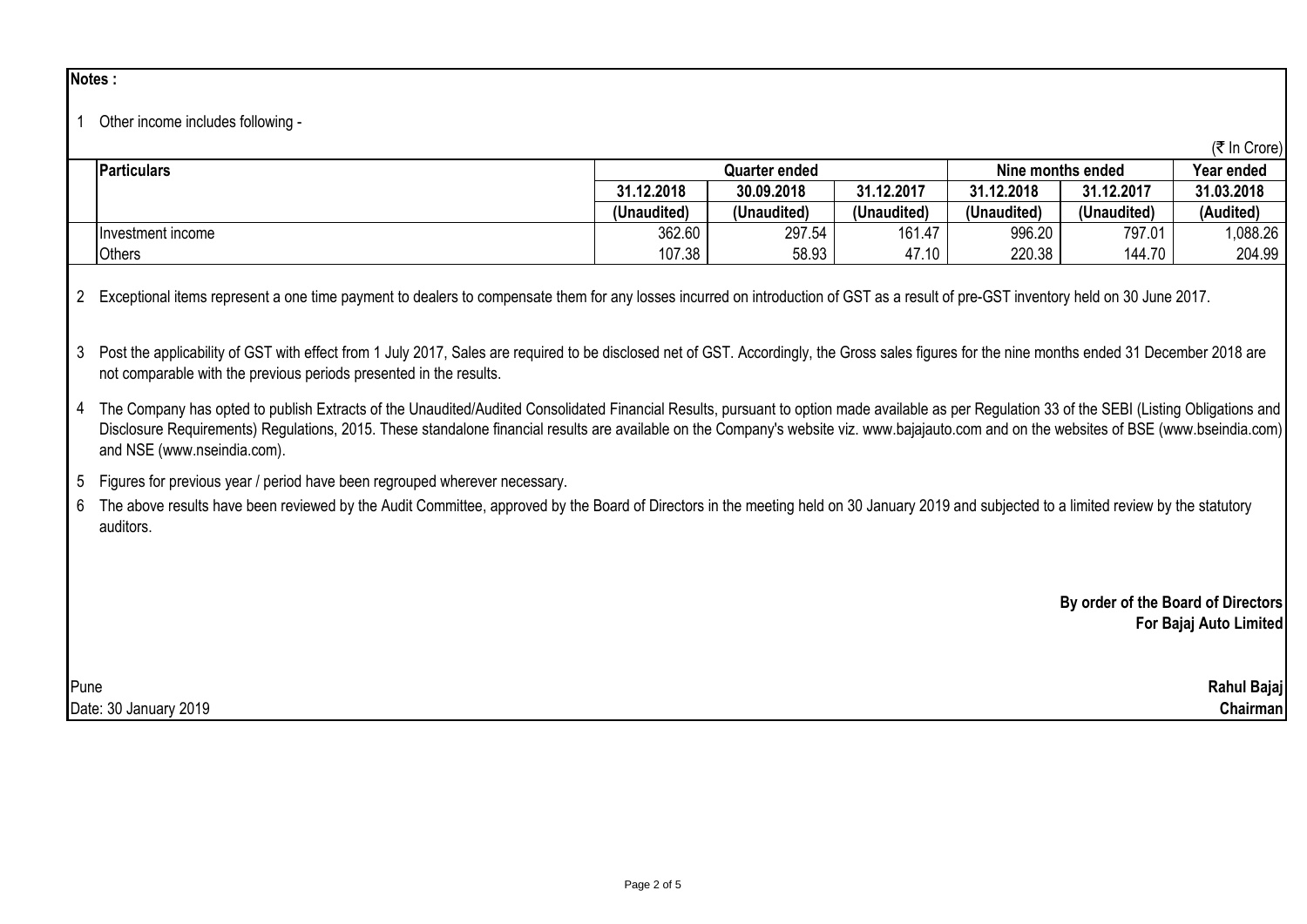**Notes :**

1 Other income includes following -

(₹ In Crore)

| Particulars | Quarter ended | | | Nine months ended | | Year ended |
|---|---|---|---|---|---|---|
| | 31.12.2018 | 30.09.2018 | 31.12.2017 | 31.12.2018 | 31.12.2017 | 31.03.2018 |
| | (Unaudited) | (Unaudited) | (Unaudited) | (Unaudited) | (Unaudited) | (Audited) |
| Investment income | 362.60 | 297.54 | 161.47 | 996.20 | 797.01 | 1,088.26 |
| Others | 107.38 | 58.93 | 47.10 | 220.38 | 144.70 | 204.99 |

2 Exceptional items represent a one time payment to dealers to compensate them for any losses incurred on introduction of GST as a result of pre-GST inventory held on 30 June 2017.

3 Post the applicability of GST with effect from 1 July 2017, Sales are required to be disclosed net of GST. Accordingly, the Gross sales figures for the nine months ended 31 December 2018 are not comparable with the previous periods presented in the results.

4 The Company has opted to publish Extracts of the Unaudited/Audited Consolidated Financial Results, pursuant to option made available as per Regulation 33 of the SEBI (Listing Obligations and Disclosure Requirements) Regulations, 2015. These standalone financial results are available on the Company's website viz. www.bajajauto.com and on the websites of BSE (www.bseindia.com) and NSE (www.nseindia.com).

5 Figures for previous year / period have been regrouped wherever necessary.

6 The above results have been reviewed by the Audit Committee, approved by the Board of Directors in the meeting held on 30 January 2019 and subjected to a limited review by the statutory auditors.

**By order of the Board of Directors**
**For Bajaj Auto Limited**

Pune
Date: 30 January 2019

**Rahul Bajaj**
**Chairman**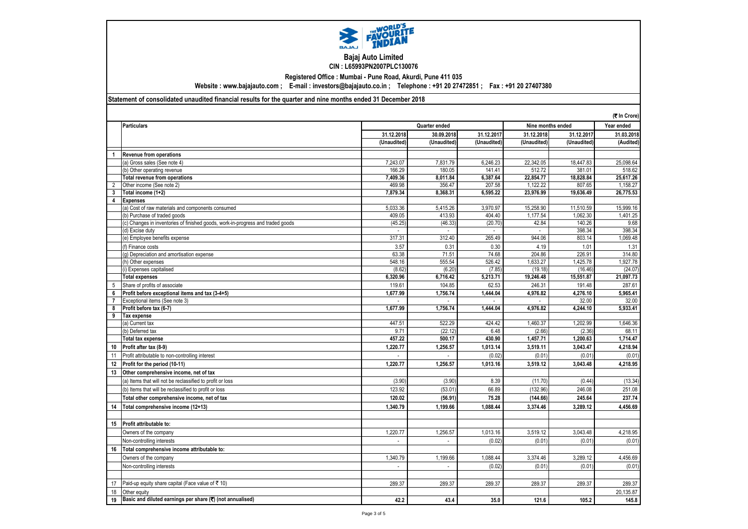# Bajaj Auto Limited

**CIN : L65993PN2007PLC130076**

**Registered Office : Mumbai - Pune Road, Akurdi, Pune 411 035**

**Website : www.bajajauto.com ; E-mail : investors@bajajauto.co.in ; Telephone : +91 20 27472851 ; Fax : +91 20 27407380**

**Statement of consolidated unaudited financial results for the quarter and nine months ended 31 December 2018**

(₹ In Crore)

| | Particulars | Quarter ended | | | Nine months ended | | Year ended |
|---|---|---|---|---|---|---|---|
| | | 31.12.2018 | 30.09.2018 | 31.12.2017 | 31.12.2018 | 31.12.2017 | 31.03.2018 |
| | | (Unaudited) | (Unaudited) | (Unaudited) | (Unaudited) | (Unaudited) | (Audited) |
| 1 | **Revenue from operations** | | | | | | |
| | (a) Gross sales (See note 4) | 7,243.07 | 7,831.79 | 6,246.23 | 22,342.05 | 18,447.83 | 25,098.64 |
| | (b) Other operating revenue | 166.29 | 180.05 | 141.41 | 512.72 | 381.01 | 518.62 |
| | **Total revenue from operations** | **7,409.36** | **8,011.84** | **6,387.64** | **22,854.77** | **18,828.84** | **25,617.26** |
| 2 | Other income (See note 2) | 469.98 | 356.47 | 207.58 | 1,122.22 | 807.65 | 1,158.27 |
| 3 | **Total income (1+2)** | **7,879.34** | **8,368.31** | **6,595.22** | **23,976.99** | **19,636.49** | **26,775.53** |
| 4 | **Expenses** | | | | | | |
| | (a) Cost of raw materials and components consumed | 5,033.36 | 5,415.26 | 3,970.97 | 15,258.90 | 11,510.59 | 15,999.16 |
| | (b) Purchase of traded goods | 409.05 | 413.93 | 404.40 | 1,177.54 | 1,062.30 | 1,401.25 |
| | (c) Changes in inventories of finished goods, work-in-progress and traded goods | (45.25) | (46.33) | (20.70) | 42.84 | 140.26 | 9.68 |
| | (d) Excise duty | - | - | - | - | 398.34 | 398.34 |
| | (e) Employee benefits expense | 317.31 | 312.40 | 265.49 | 944.06 | 803.14 | 1,069.48 |
| | (f) Finance costs | 3.57 | 0.31 | 0.30 | 4.19 | 1.01 | 1.31 |
| | (g) Depreciation and amortisation expense | 63.38 | 71.51 | 74.68 | 204.86 | 226.91 | 314.80 |
| | (h) Other expenses | 548.16 | 555.54 | 526.42 | 1,633.27 | 1,425.78 | 1,927.78 |
| | (i) Expenses capitalised | (8.62) | (6.20) | (7.85) | (19.18) | (16.46) | (24.07) |
| | **Total expenses** | **6,320.96** | **6,716.42** | **5,213.71** | **19,246.48** | **15,551.87** | **21,097.73** |
| 5 | Share of profits of associate | 119.61 | 104.85 | 62.53 | 246.31 | 191.48 | 287.61 |
| 6 | **Profit before exceptional items and tax (3-4+5)** | **1,677.99** | **1,756.74** | **1,444.04** | **4,976.82** | **4,276.10** | **5,965.41** |
| 7 | Exceptional items (See note 3) | - | - | - | - | 32.00 | 32.00 |
| 8 | **Profit before tax (6-7)** | **1,677.99** | **1,756.74** | **1,444.04** | **4,976.82** | **4,244.10** | **5,933.41** |
| 9 | **Tax expense** | | | | | | |
| | (a) Current tax | 447.51 | 522.29 | 424.42 | 1,460.37 | 1,202.99 | 1,646.36 |
| | (b) Deferred tax | 9.71 | (22.12) | 6.48 | (2.66) | (2.36) | 68.11 |
| | **Total tax expense** | **457.22** | **500.17** | **430.90** | **1,457.71** | **1,200.63** | **1,714.47** |
| 10 | **Profit after tax (8-9)** | **1,220.77** | **1,256.57** | **1,013.14** | **3,519.11** | **3,043.47** | **4,218.94** |
| 11 | Profit attributable to non-controlling interest | - | - | (0.02) | (0.01) | (0.01) | (0.01) |
| 12 | **Profit for the period (10-11)** | **1,220.77** | **1,256.57** | **1,013.16** | **3,519.12** | **3,043.48** | **4,218.95** |
| 13 | **Other comprehensive income, net of tax** | | | | | | |
| | (a) Items that will not be reclassified to profit or loss | (3.90) | (3.90) | 8.39 | (11.70) | (0.44) | (13.34) |
| | (b) Items that will be reclassified to profit or loss | 123.92 | (53.01) | 66.89 | (132.96) | 246.08 | 251.08 |
| | **Total other comprehensive income, net of tax** | **120.02** | **(56.91)** | **75.28** | **(144.66)** | **245.64** | **237.74** |
| 14 | **Total comprehensive income (12+13)** | **1,340.79** | **1,199.66** | **1,088.44** | **3,374.46** | **3,289.12** | **4,456.69** |
| 15 | **Profit attributable to:** | | | | | | |
| | Owners of the company | 1,220.77 | 1,256.57 | 1,013.16 | 3,519.12 | 3,043.48 | 4,218.95 |
| | Non-controlling interests | - | - | (0.02) | (0.01) | (0.01) | (0.01) |
| 16 | **Total comprehensive income attributable to:** | | | | | | |
| | Owners of the company | 1,340.79 | 1,199.66 | 1,088.44 | 3,374.46 | 3,289.12 | 4,456.69 |
| | Non-controlling interests | - | - | (0.02) | (0.01) | (0.01) | (0.01) |
| 17 | Paid-up equity share capital (Face value of ₹ 10) | 289.37 | 289.37 | 289.37 | 289.37 | 289.37 | 289.37 |
| 18 | Other equity | | | | | | 20,135.87 |
| 19 | **Basic and diluted earnings per share (₹) (not annualised)** | **42.2** | **43.4** | **35.0** | **121.6** | **105.2** | **145.8** |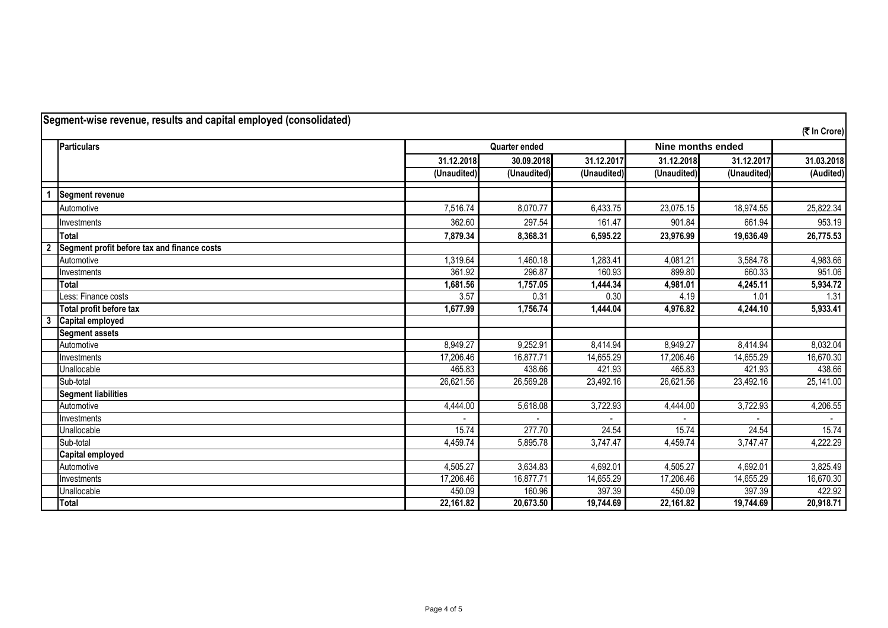## Segment-wise revenue, results and capital employed (consolidated)

(₹ In Crore)

| | Particulars | Quarter ended | | | Nine months ended | | |
|---|---|---|---|---|---|---|---|
| | | 31.12.2018 | 30.09.2018 | 31.12.2017 | 31.12.2018 | 31.12.2017 | 31.03.2018 |
| | | (Unaudited) | (Unaudited) | (Unaudited) | (Unaudited) | (Unaudited) | (Audited) |
| 1 | **Segment revenue** | | | | | | |
| | Automotive | 7,516.74 | 8,070.77 | 6,433.75 | 23,075.15 | 18,974.55 | 25,822.34 |
| | Investments | 362.60 | 297.54 | 161.47 | 901.84 | 661.94 | 953.19 |
| | **Total** | **7,879.34** | **8,368.31** | **6,595.22** | **23,976.99** | **19,636.49** | **26,775.53** |
| 2 | **Segment profit before tax and finance costs** | | | | | | |
| | Automotive | 1,319.64 | 1,460.18 | 1,283.41 | 4,081.21 | 3,584.78 | 4,983.66 |
| | Investments | 361.92 | 296.87 | 160.93 | 899.80 | 660.33 | 951.06 |
| | **Total** | **1,681.56** | **1,757.05** | **1,444.34** | **4,981.01** | **4,245.11** | **5,934.72** |
| | Less: Finance costs | 3.57 | 0.31 | 0.30 | 4.19 | 1.01 | 1.31 |
| | **Total profit before tax** | **1,677.99** | **1,756.74** | **1,444.04** | **4,976.82** | **4,244.10** | **5,933.41** |
| 3 | **Capital employed** | | | | | | |
| | **Segment assets** | | | | | | |
| | Automotive | 8,949.27 | 9,252.91 | 8,414.94 | 8,949.27 | 8,414.94 | 8,032.04 |
| | Investments | 17,206.46 | 16,877.71 | 14,655.29 | 17,206.46 | 14,655.29 | 16,670.30 |
| | Unallocable | 465.83 | 438.66 | 421.93 | 465.83 | 421.93 | 438.66 |
| | Sub-total | 26,621.56 | 26,569.28 | 23,492.16 | 26,621.56 | 23,492.16 | 25,141.00 |
| | **Segment liabilities** | | | | | | |
| | Automotive | 4,444.00 | 5,618.08 | 3,722.93 | 4,444.00 | 3,722.93 | 4,206.55 |
| | Investments | - | - | - | - | - | - |
| | Unallocable | 15.74 | 277.70 | 24.54 | 15.74 | 24.54 | 15.74 |
| | Sub-total | 4,459.74 | 5,895.78 | 3,747.47 | 4,459.74 | 3,747.47 | 4,222.29 |
| | **Capital employed** | | | | | | |
| | Automotive | 4,505.27 | 3,634.83 | 4,692.01 | 4,505.27 | 4,692.01 | 3,825.49 |
| | Investments | 17,206.46 | 16,877.71 | 14,655.29 | 17,206.46 | 14,655.29 | 16,670.30 |
| | Unallocable | 450.09 | 160.96 | 397.39 | 450.09 | 397.39 | 422.92 |
| | **Total** | **22,161.82** | **20,673.50** | **19,744.69** | **22,161.82** | **19,744.69** | **20,918.71** |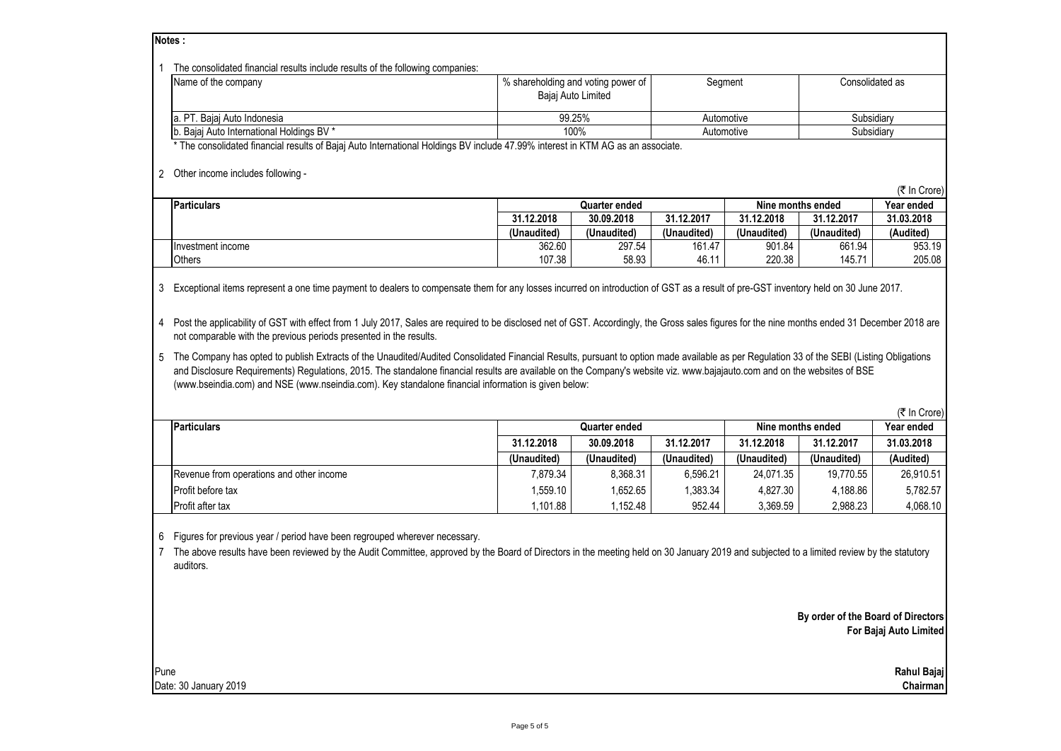**Notes :**

1 The consolidated financial results include results of the following companies:

| Name of the company | % shareholding and voting power of Bajaj Auto Limited | Segment | Consolidated as |
|---|---|---|---|
| a. PT. Bajaj Auto Indonesia | 99.25% | Automotive | Subsidiary |
| b. Bajaj Auto International Holdings BV * | 100% | Automotive | Subsidiary |

\* The consolidated financial results of Bajaj Auto International Holdings BV include 47.99% interest in KTM AG as an associate.

2 Other income includes following -

(₹ In Crore)

| Particulars | Quarter ended | | | Nine months ended | | Year ended |
|---|---|---|---|---|---|---|
| | 31.12.2018 | 30.09.2018 | 31.12.2017 | 31.12.2018 | 31.12.2017 | 31.03.2018 |
| | (Unaudited) | (Unaudited) | (Unaudited) | (Unaudited) | (Unaudited) | (Audited) |
| Investment income | 362.60 | 297.54 | 161.47 | 901.84 | 661.94 | 953.19 |
| Others | 107.38 | 58.93 | 46.11 | 220.38 | 145.71 | 205.08 |

3 Exceptional items represent a one time payment to dealers to compensate them for any losses incurred on introduction of GST as a result of pre-GST inventory held on 30 June 2017.

4 Post the applicability of GST with effect from 1 July 2017, Sales are required to be disclosed net of GST. Accordingly, the Gross sales figures for the nine months ended 31 December 2018 are not comparable with the previous periods presented in the results.

5 The Company has opted to publish Extracts of the Unaudited/Audited Consolidated Financial Results, pursuant to option made available as per Regulation 33 of the SEBI (Listing Obligations and Disclosure Requirements) Regulations, 2015. The standalone financial results are available on the Company's website viz. www.bajajauto.com and on the websites of BSE (www.bseindia.com) and NSE (www.nseindia.com). Key standalone financial information is given below:

(₹ In Crore)

| Particulars | Quarter ended | | | Nine months ended | | Year ended |
|---|---|---|---|---|---|---|
| | 31.12.2018 | 30.09.2018 | 31.12.2017 | 31.12.2018 | 31.12.2017 | 31.03.2018 |
| | (Unaudited) | (Unaudited) | (Unaudited) | (Unaudited) | (Unaudited) | (Audited) |
| Revenue from operations and other income | 7,879.34 | 8,368.31 | 6,596.21 | 24,071.35 | 19,770.55 | 26,910.51 |
| Profit before tax | 1,559.10 | 1,652.65 | 1,383.34 | 4,827.30 | 4,188.86 | 5,782.57 |
| Profit after tax | 1,101.88 | 1,152.48 | 952.44 | 3,369.59 | 2,988.23 | 4,068.10 |

6 Figures for previous year / period have been regrouped wherever necessary.

7 The above results have been reviewed by the Audit Committee, approved by the Board of Directors in the meeting held on 30 January 2019 and subjected to a limited review by the statutory auditors.

**By order of the Board of Directors**
**For Bajaj Auto Limited**

Pune
Date: 30 January 2019

**Rahul Bajaj**
**Chairman**